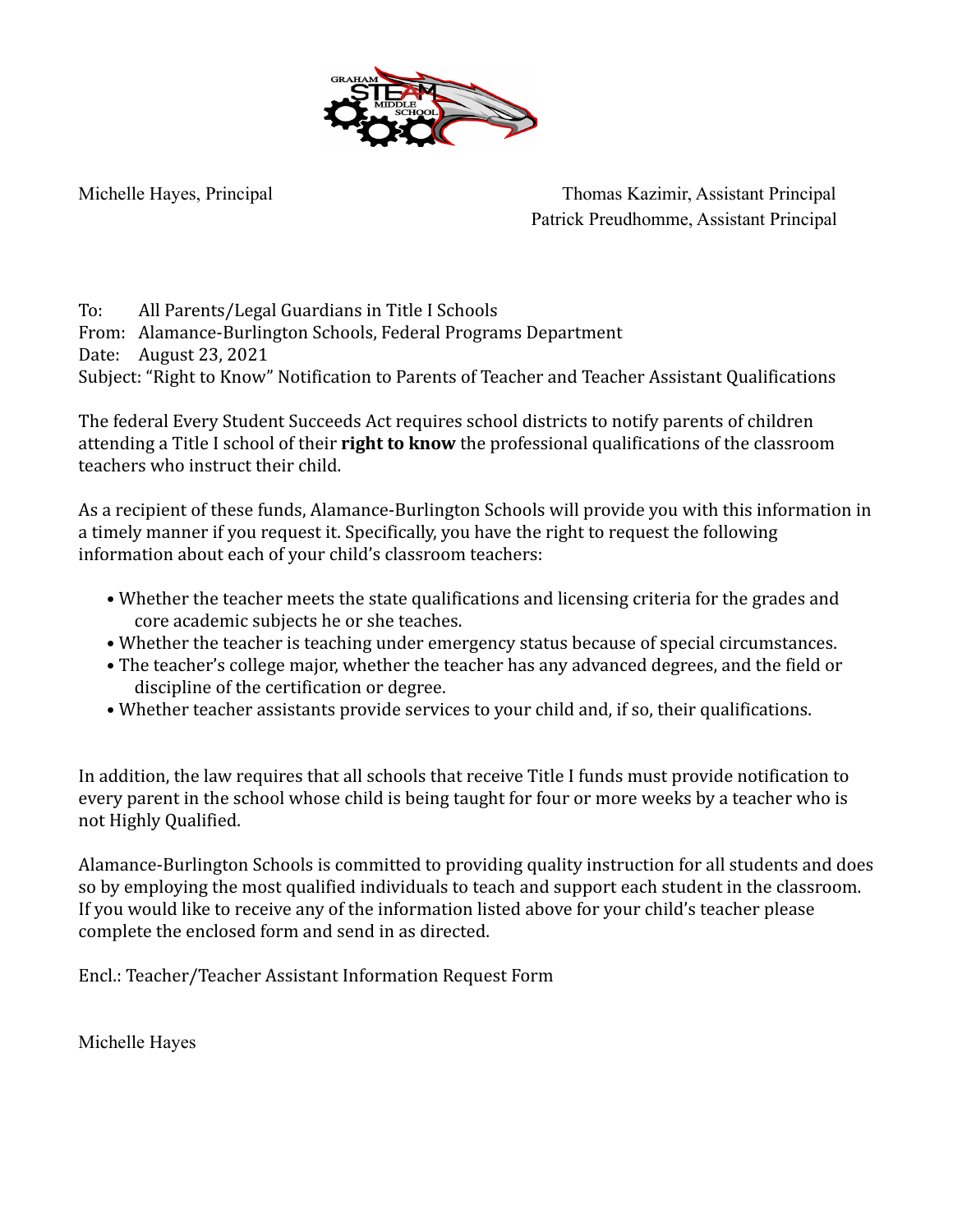Michelle Hayes, Principal

Thomas Kazimir, Assistant Principal
Patrick Preudhomme, Assistant Principal

To: All Parents/Legal Guardians in Title I Schools
From: Alamance-Burlington Schools, Federal Programs Department
Date: August 23, 2021
Subject: "Right to Know" Notification to Parents of Teacher and Teacher Assistant Qualifications

The federal Every Student Succeeds Act requires school districts to notify parents of children attending a Title I school of their **right to know** the professional qualifications of the classroom teachers who instruct their child.

As a recipient of these funds, Alamance-Burlington Schools will provide you with this information in a timely manner if you request it. Specifically, you have the right to request the following information about each of your child's classroom teachers:

- Whether the teacher meets the state qualifications and licensing criteria for the grades and core academic subjects he or she teaches.
- Whether the teacher is teaching under emergency status because of special circumstances.
- The teacher's college major, whether the teacher has any advanced degrees, and the field or discipline of the certification or degree.
- Whether teacher assistants provide services to your child and, if so, their qualifications.

In addition, the law requires that all schools that receive Title I funds must provide notification to every parent in the school whose child is being taught for four or more weeks by a teacher who is not Highly Qualified.

Alamance-Burlington Schools is committed to providing quality instruction for all students and does so by employing the most qualified individuals to teach and support each student in the classroom. If you would like to receive any of the information listed above for your child's teacher please complete the enclosed form and send in as directed.

Encl.: Teacher/Teacher Assistant Information Request Form

Michelle Hayes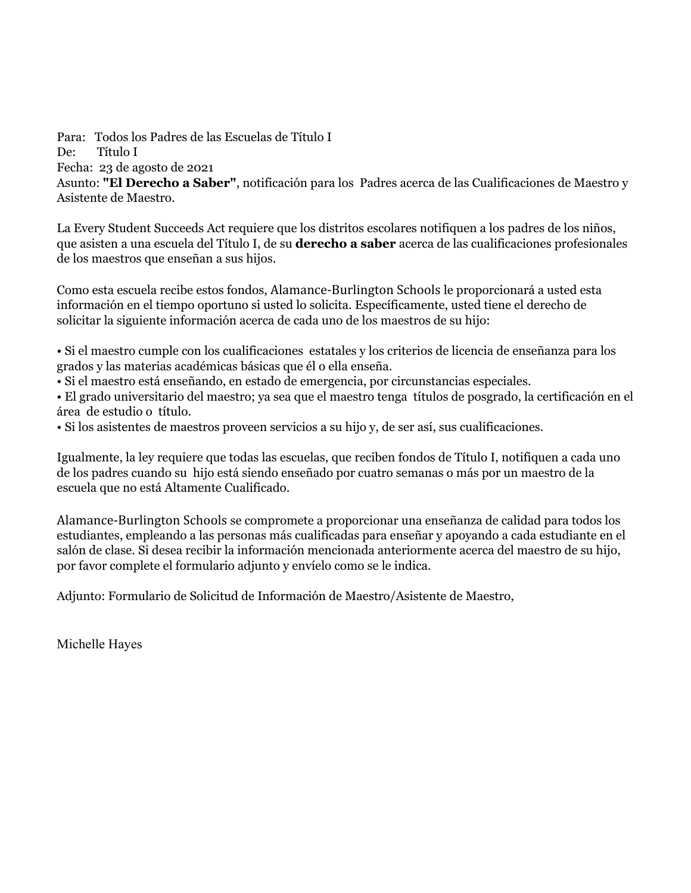Para: Todos los Padres de las Escuelas de Título I
De: Título I
Fecha: 23 de agosto de 2021
Asunto: **"El Derecho a Saber"**, notificación para los Padres acerca de las Cualificaciones de Maestro y Asistente de Maestro.

La Every Student Succeeds Act requiere que los distritos escolares notifiquen a los padres de los niños, que asisten a una escuela del Título I, de su **derecho a saber** acerca de las cualificaciones profesionales de los maestros que enseñan a sus hijos.

Como esta escuela recibe estos fondos, Alamance-Burlington Schools le proporcionará a usted esta información en el tiempo oportuno si usted lo solicita. Específicamente, usted tiene el derecho de solicitar la siguiente información acerca de cada uno de los maestros de su hijo:

- Si el maestro cumple con los cualificaciones estatales y los criterios de licencia de enseñanza para los grados y las materias académicas básicas que él o ella enseña.
- Si el maestro está enseñando, en estado de emergencia, por circunstancias especiales.
- El grado universitario del maestro; ya sea que el maestro tenga títulos de posgrado, la certificación en el área de estudio o título.
- Si los asistentes de maestros proveen servicios a su hijo y, de ser así, sus cualificaciones.

Igualmente, la ley requiere que todas las escuelas, que reciben fondos de Título I, notifiquen a cada uno de los padres cuando su hijo está siendo enseñado por cuatro semanas o más por un maestro de la escuela que no está Altamente Cualificado.

Alamance-Burlington Schools se compromete a proporcionar una enseñanza de calidad para todos los estudiantes, empleando a las personas más cualificadas para enseñar y apoyando a cada estudiante en el salón de clase. Si desea recibir la información mencionada anteriormente acerca del maestro de su hijo, por favor complete el formulario adjunto y envíelo como se le indica.

Adjunto: Formulario de Solicitud de Información de Maestro/Asistente de Maestro,

Michelle Hayes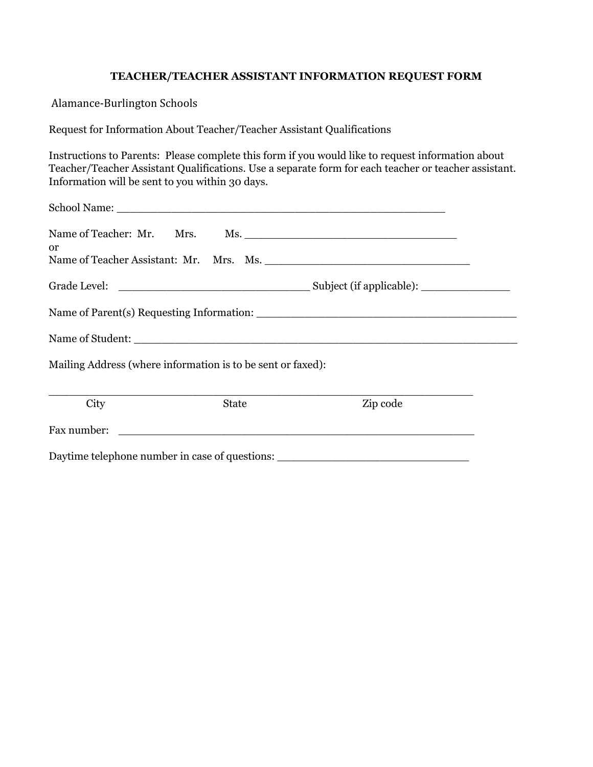# TEACHER/TEACHER ASSISTANT INFORMATION REQUEST FORM

Alamance-Burlington Schools

Request for Information About Teacher/Teacher Assistant Qualifications

Instructions to Parents: Please complete this form if you would like to request information about Teacher/Teacher Assistant Qualifications. Use a separate form for each teacher or teacher assistant. Information will be sent to you within 30 days.

School Name: ____________________________________________________

Name of Teacher: Mr. Mrs. Ms. ________________________________
or
Name of Teacher Assistant: Mr. Mrs. Ms. ______________________________

Grade Level: ____________________________ Subject (if applicable): _____________

Name of Parent(s) Requesting Information: _______________________________________

Name of Student: __________________________________________________________

Mailing Address (where information is to be sent or faxed):

________________________________________________________________
City State Zip code

Fax number: ______________________________________________________

Daytime telephone number in case of questions: ____________________________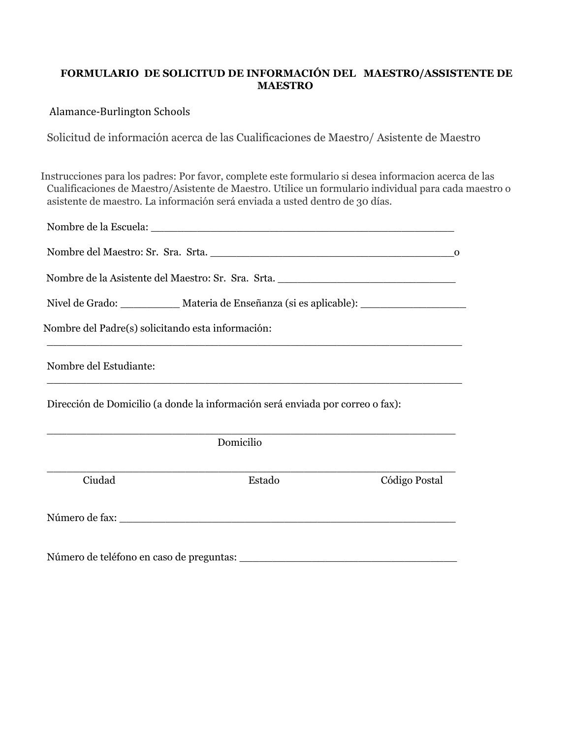# FORMULARIO DE SOLICITUD DE INFORMACIÓN DEL MAESTRO/ASSISTENTE DE MAESTRO

Alamance-Burlington Schools

Solicitud de información acerca de las Cualificaciones de Maestro/ Asistente de Maestro

Instrucciones para los padres: Por favor, complete este formulario si desea informacion acerca de las Cualificaciones de Maestro/Asistente de Maestro. Utilice un formulario individual para cada maestro o asistente de maestro. La información será enviada a usted dentro de 30 días.

Nombre de la Escuela: ______________________________________________

Nombre del Maestro: Sr. Sra. Srta. ____________________________________o

Nombre de la Asistente del Maestro: Sr. Sra. Srta. ___________________________

Nivel de Grado: _________ Materia de Enseñanza (si es aplicable): ________________

Nombre del Padre(s) solicitando esta información:

_______________________________________________________________

Nombre del Estudiante:

_______________________________________________________________

Dirección de Domicilio (a donde la información será enviada por correo o fax):

_______________________________________________________________

Domicilio

_______________________________________________________________

Ciudad Estado Código Postal

Número de fax: ____________________________________________________

Número de teléfono en caso de preguntas: ________________________________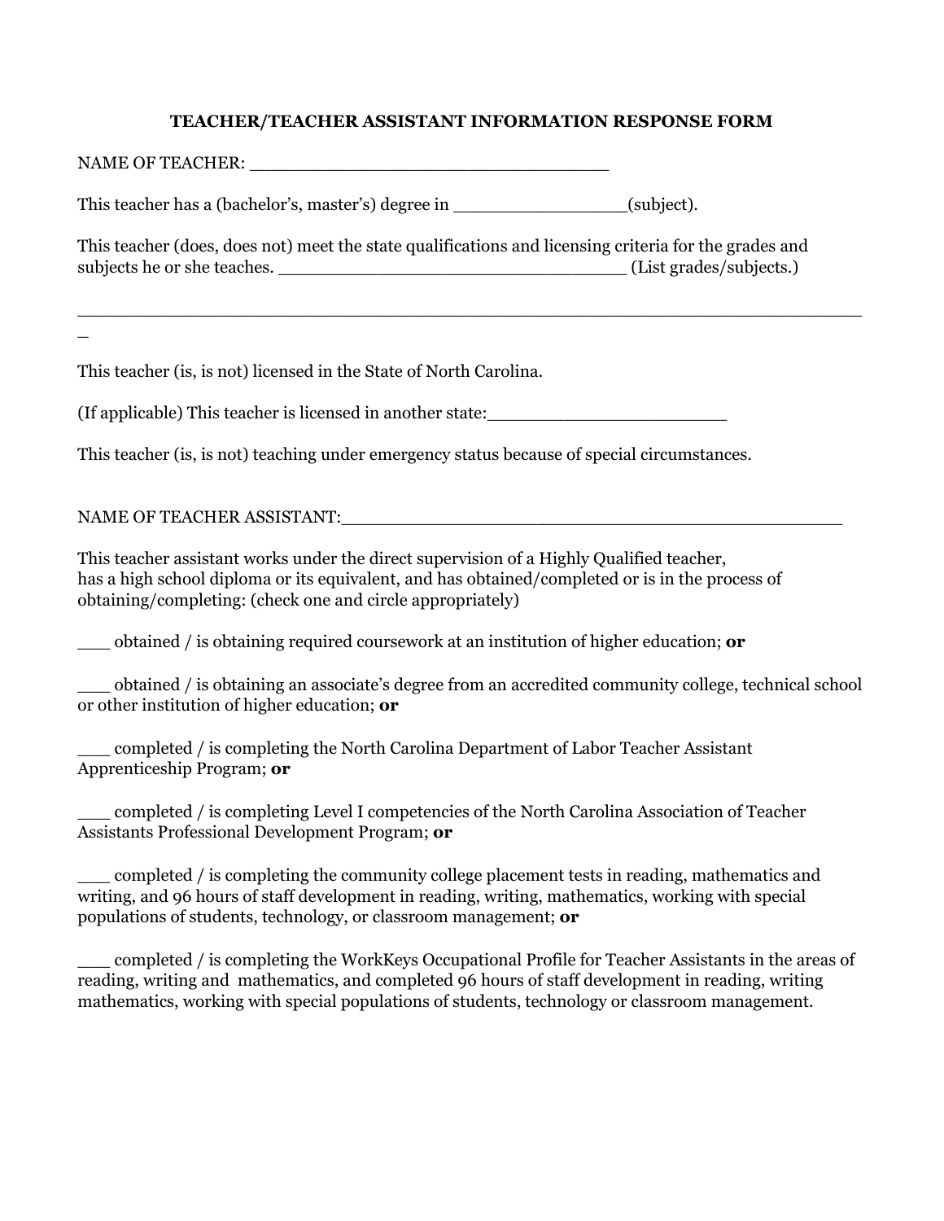# TEACHER/TEACHER ASSISTANT INFORMATION RESPONSE FORM

NAME OF TEACHER: ________________________________

This teacher has a (bachelor's, master's) degree in ________________(subject).

This teacher (does, does not) meet the state qualifications and licensing criteria for the grades and subjects he or she teaches. ________________________________ (List grades/subjects.)

___________________________________________________________________________

This teacher (is, is not) licensed in the State of North Carolina.

(If applicable) This teacher is licensed in another state:______________________

This teacher (is, is not) teaching under emergency status because of special circumstances.

NAME OF TEACHER ASSISTANT:______________________________________________

This teacher assistant works under the direct supervision of a Highly Qualified teacher, has a high school diploma or its equivalent, and has obtained/completed or is in the process of obtaining/completing: (check one and circle appropriately)

___ obtained / is obtaining required coursework at an institution of higher education; **or**

___ obtained / is obtaining an associate's degree from an accredited community college, technical school or other institution of higher education; **or**

___ completed / is completing the North Carolina Department of Labor Teacher Assistant Apprenticeship Program; **or**

___ completed / is completing Level I competencies of the North Carolina Association of Teacher Assistants Professional Development Program; **or**

___ completed / is completing the community college placement tests in reading, mathematics and writing, and 96 hours of staff development in reading, writing, mathematics, working with special populations of students, technology, or classroom management; **or**

___ completed / is completing the WorkKeys Occupational Profile for Teacher Assistants in the areas of reading, writing and mathematics, and completed 96 hours of staff development in reading, writing mathematics, working with special populations of students, technology or classroom management.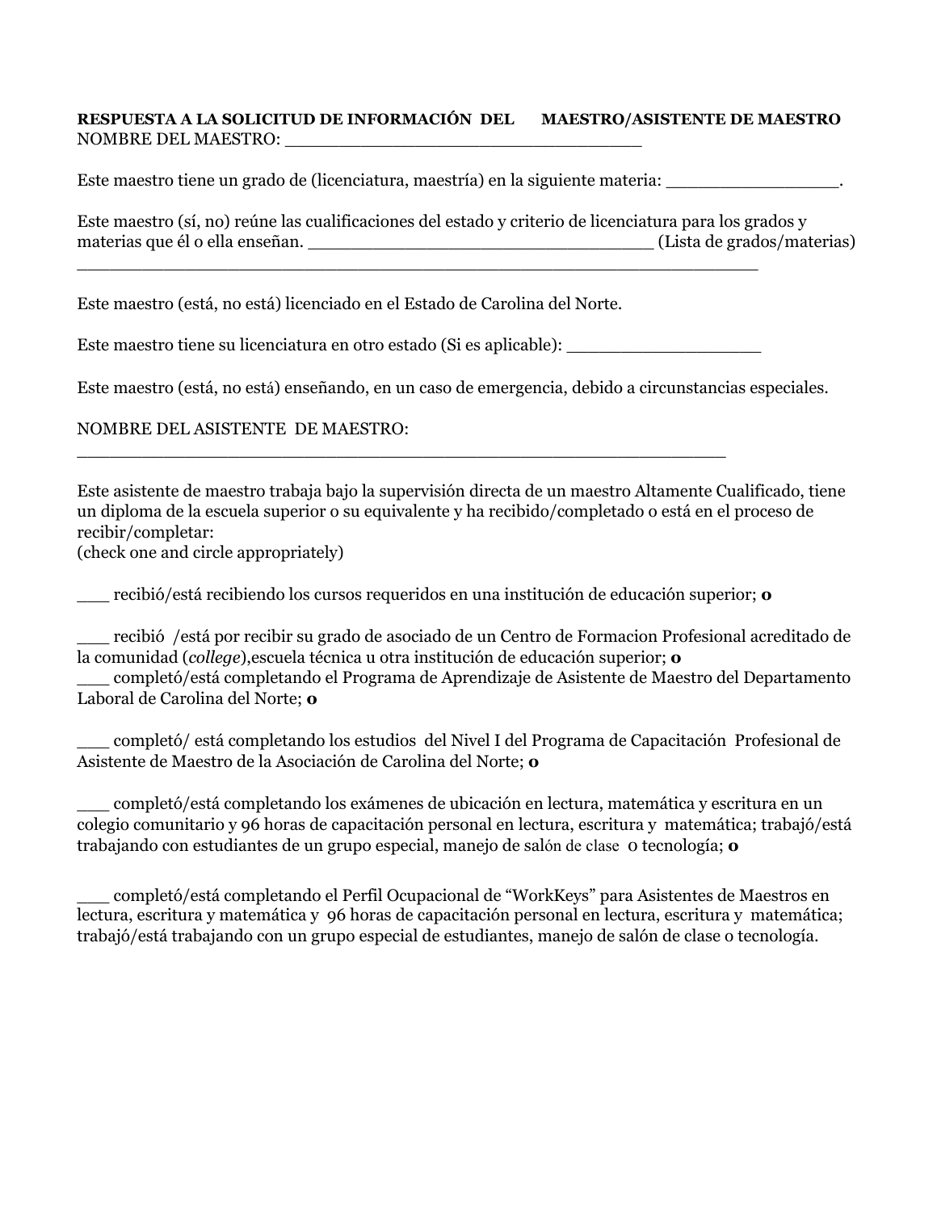**RESPUESTA A LA SOLICITUD DE INFORMACIÓN DEL MAESTRO/ASISTENTE DE MAESTRO**
NOMBRE DEL MAESTRO: ________________________________

Este maestro tiene un grado de (licenciatura, maestría) en la siguiente materia: _______________.

Este maestro (sí, no) reúne las cualificaciones del estado y criterio de licenciatura para los grados y materias que él o ella enseñan. ______________________________ (Lista de grados/materias)
______________________________________________________________

Este maestro (está, no está) licenciado en el Estado de Carolina del Norte.

Este maestro tiene su licenciatura en otro estado (Si es aplicable): _________________

Este maestro (está, no está) enseñando, en un caso de emergencia, debido a circunstancias especiales.

NOMBRE DEL ASISTENTE DE MAESTRO:
___________________________________________________________

Este asistente de maestro trabaja bajo la supervisión directa de un maestro Altamente Cualificado, tiene un diploma de la escuela superior o su equivalente y ha recibido/completado o está en el proceso de recibir/completar:
(check one and circle appropriately)

___ recibió/está recibiendo los cursos requeridos en una institución de educación superior; **o**

___ recibió /está por recibir su grado de asociado de un Centro de Formacion Profesional acreditado de la comunidad (*college*),escuela técnica u otra institución de educación superior; **o**
___ completó/está completando el Programa de Aprendizaje de Asistente de Maestro del Departamento Laboral de Carolina del Norte; **o**

___ completó/ está completando los estudios del Nivel I del Programa de Capacitación Profesional de Asistente de Maestro de la Asociación de Carolina del Norte; **o**

___ completó/está completando los exámenes de ubicación en lectura, matemática y escritura en un colegio comunitario y 96 horas de capacitación personal en lectura, escritura y matemática; trabajó/está trabajando con estudiantes de un grupo especial, manejo de salón de clase o tecnología; **o**

___ completó/está completando el Perfil Ocupacional de "WorkKeys" para Asistentes de Maestros en lectura, escritura y matemática y 96 horas de capacitación personal en lectura, escritura y matemática; trabajó/está trabajando con un grupo especial de estudiantes, manejo de salón de clase o tecnología.